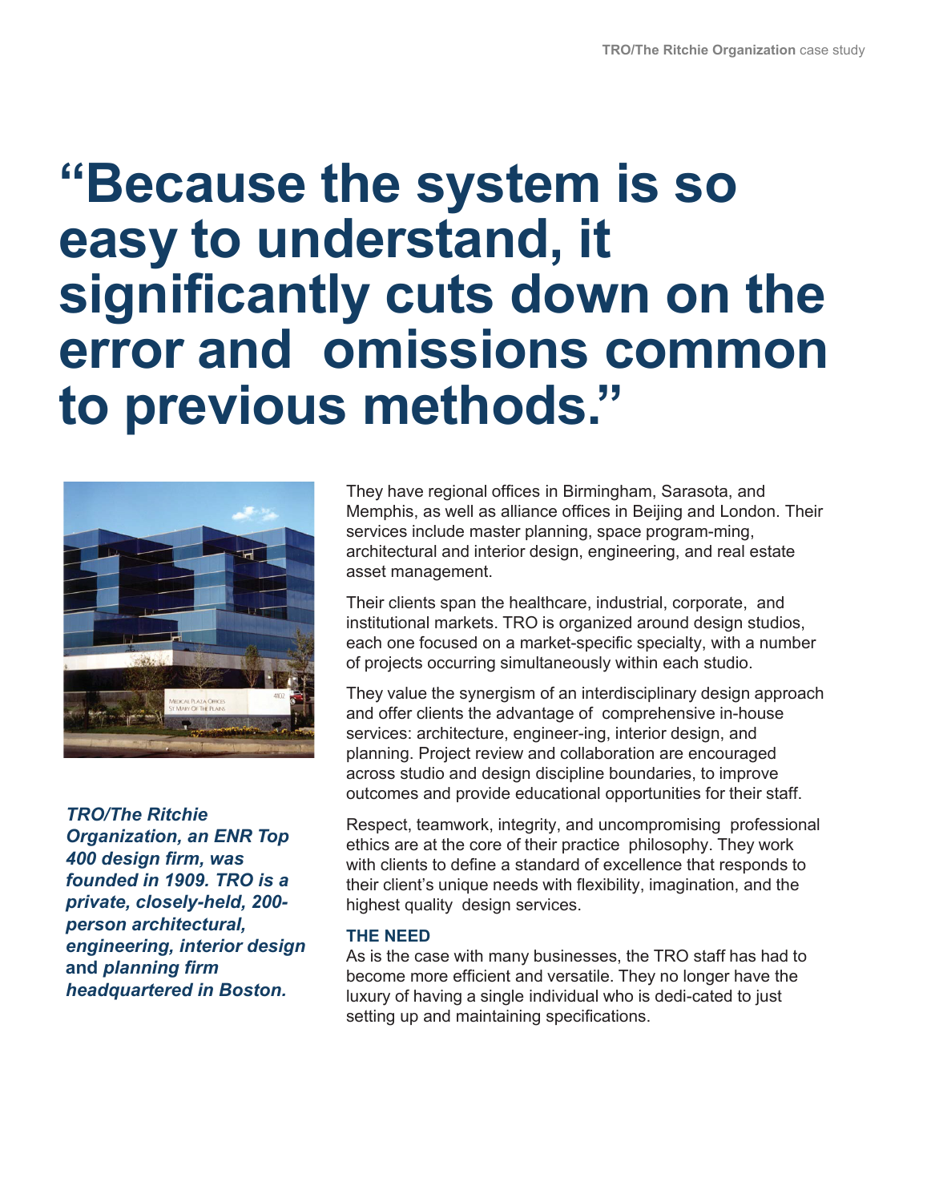# "Because the system is so easy to understand, it significantly cuts down on the error and omissions common to previous methods."

***TRO/The Ritchie Organization, an ENR Top 400 design firm, was founded in 1909. TRO is a private, closely-held, 200-person architectural, engineering, interior design* and *planning firm headquartered in Boston.***

They have regional offices in Birmingham, Sarasota, and Memphis, as well as alliance offices in Beijing and London. Their services include master planning, space program-ming, architectural and interior design, engineering, and real estate asset management.

Their clients span the healthcare, industrial, corporate, and institutional markets. TRO is organized around design studios, each one focused on a market-specific specialty, with a number of projects occurring simultaneously within each studio.

They value the synergism of an interdisciplinary design approach and offer clients the advantage of comprehensive in-house services: architecture, engineer-ing, interior design, and planning. Project review and collaboration are encouraged across studio and design discipline boundaries, to improve outcomes and provide educational opportunities for their staff.

Respect, teamwork, integrity, and uncompromising professional ethics are at the core of their practice philosophy. They work with clients to define a standard of excellence that responds to their client's unique needs with flexibility, imagination, and the highest quality design services.

### THE NEED

As is the case with many businesses, the TRO staff has had to become more efficient and versatile. They no longer have the luxury of having a single individual who is dedi-cated to just setting up and maintaining specifications.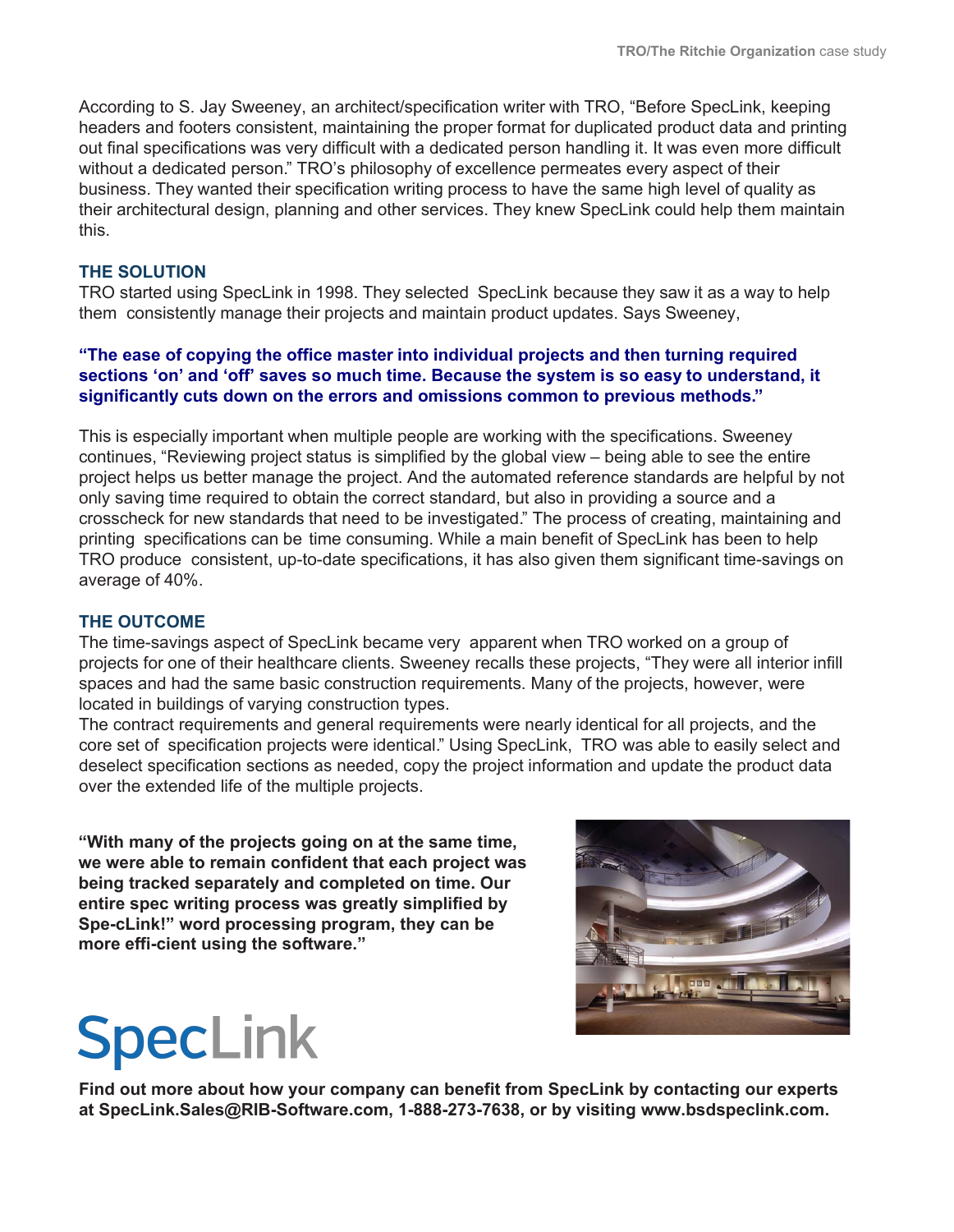According to S. Jay Sweeney, an architect/specification writer with TRO, "Before SpecLink, keeping headers and footers consistent, maintaining the proper format for duplicated product data and printing out final specifications was very difficult with a dedicated person handling it. It was even more difficult without a dedicated person." TRO's philosophy of excellence permeates every aspect of their business. They wanted their specification writing process to have the same high level of quality as their architectural design, planning and other services. They knew SpecLink could help them maintain this.

## THE SOLUTION

TRO started using SpecLink in 1998. They selected SpecLink because they saw it as a way to help them consistently manage their projects and maintain product updates. Says Sweeney,

**"The ease of copying the office master into individual projects and then turning required sections 'on' and 'off' saves so much time. Because the system is so easy to understand, it significantly cuts down on the errors and omissions common to previous methods."**

This is especially important when multiple people are working with the specifications. Sweeney continues, "Reviewing project status is simplified by the global view – being able to see the entire project helps us better manage the project. And the automated reference standards are helpful by not only saving time required to obtain the correct standard, but also in providing a source and a crosscheck for new standards that need to be investigated." The process of creating, maintaining and printing specifications can be time consuming. While a main benefit of SpecLink has been to help TRO produce consistent, up-to-date specifications, it has also given them significant time-savings on average of 40%.

## THE OUTCOME

The time-savings aspect of SpecLink became very apparent when TRO worked on a group of projects for one of their healthcare clients. Sweeney recalls these projects, "They were all interior infill spaces and had the same basic construction requirements. Many of the projects, however, were located in buildings of varying construction types.
The contract requirements and general requirements were nearly identical for all projects, and the core set of specification projects were identical." Using SpecLink, TRO was able to easily select and deselect specification sections as needed, copy the project information and update the product data over the extended life of the multiple projects.

**"With many of the projects going on at the same time, we were able to remain confident that each project was being tracked separately and completed on time. Our entire spec writing process was greatly simplified by Spe-cLink!" word processing program, they can be more effi-cient using the software."**

SpecLink

**Find out more about how your company can benefit from SpecLink by contacting our experts at SpecLink.Sales@RIB-Software.com, 1-888-273-7638, or by visiting www.bsdspeclink.com.**